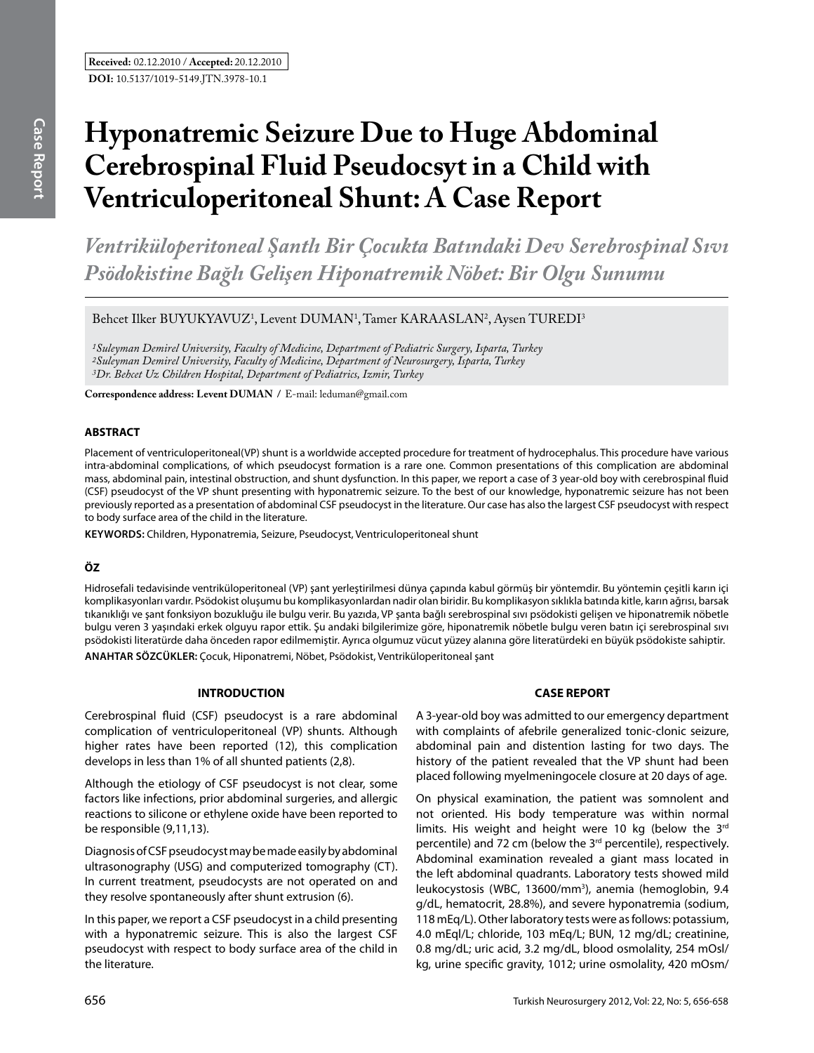**Received:** 02.12.2010 / **Accepted:** 20.12.2010

**DOI:** 10.5137/1019-5149.JTN.3978-10.1

# Hyponatremic Seizure Due to Huge Abdominal Cerebrospinal Fluid Pseudocsyt in a Child with Ventriculoperitoneal Shunt: A Case Report

## *Ventriküloperitoneal Şantlı Bir Çocukta Batındaki Dev Serebrospinal Sıvı Psödokistine Bağlı Gelişen Hiponatremik Nöbet: Bir Olgu Sunumu*

Behcet Ilker BUYUKYAVUZ[1], Levent DUMAN[1], Tamer KARAASLAN[2], Aysen TUREDI[3]

*[1]Suleyman Demirel University, Faculty of Medicine, Department of Pediatric Surgery, Isparta, Turkey*
*[2]Suleyman Demirel University, Faculty of Medicine, Department of Neurosurgery, Isparta, Turkey*
*[3]Dr. Behcet Uz Children Hospital, Department of Pediatrics, Izmir, Turkey*

**Correspondence address: Levent DUMAN /** E-mail: leduman@gmail.com

### ABSTRACT

Placement of ventriculoperitoneal(VP) shunt is a worldwide accepted procedure for treatment of hydrocephalus. This procedure have various intra-abdominal complications, of which pseudocyst formation is a rare one. Common presentations of this complication are abdominal mass, abdominal pain, intestinal obstruction, and shunt dysfunction. In this paper, we report a case of 3 year-old boy with cerebrospinal fluid (CSF) pseudocyst of the VP shunt presenting with hyponatremic seizure. To the best of our knowledge, hyponatremic seizure has not been previously reported as a presentation of abdominal CSF pseudocyst in the literature. Our case has also the largest CSF pseudocyst with respect to body surface area of the child in the literature.

**KEYWORDS:** Children, Hyponatremia, Seizure, Pseudocyst, Ventriculoperitoneal shunt

### ÖZ

Hidrosefali tedavisinde ventriküloperitoneal (VP) şant yerleştirilmesi dünya çapında kabul görmüş bir yöntemdir. Bu yöntemin çeşitli karın içi komplikasyonları vardır. Psödokist oluşumu bu komplikasyonlardan nadir olan biridir. Bu komplikasyon sıklıkla batında kitle, karın ağrısı, barsak tıkanıklığı ve şant fonksiyon bozukluğu ile bulgu verir. Bu yazıda, VP şanta bağlı serebrospinal sıvı psödokisti gelişen ve hiponatremik nöbetle bulgu veren 3 yaşındaki erkek olguyu rapor ettik. Şu andaki bilgilerimize göre, hiponatremik nöbetle bulgu veren batın içi serebrospinal sıvı psödokisti literatürde daha önceden rapor edilmemiştir. Ayrıca olgumuz vücut yüzey alanına göre literatürdeki en büyük psödokiste sahiptir.

**ANAHTAR SÖZCÜKLER:** Çocuk, Hiponatremi, Nöbet, Psödokist, Ventriküloperitoneal şant

### INTRODUCTION

Cerebrospinal fluid (CSF) pseudocyst is a rare abdominal complication of ventriculoperitoneal (VP) shunts. Although higher rates have been reported (12), this complication develops in less than 1% of all shunted patients (2,8).

Although the etiology of CSF pseudocyst is not clear, some factors like infections, prior abdominal surgeries, and allergic reactions to silicone or ethylene oxide have been reported to be responsible (9,11,13).

Diagnosis of CSF pseudocyst may be made easily by abdominal ultrasonography (USG) and computerized tomography (CT). In current treatment, pseudocysts are not operated on and they resolve spontaneously after shunt extrusion (6).

In this paper, we report a CSF pseudocyst in a child presenting with a hyponatremic seizure. This is also the largest CSF pseudocyst with respect to body surface area of the child in the literature.

### CASE REPORT

A 3-year-old boy was admitted to our emergency department with complaints of afebrile generalized tonic-clonic seizure, abdominal pain and distention lasting for two days. The history of the patient revealed that the VP shunt had been placed following myelmeningocele closure at 20 days of age.

On physical examination, the patient was somnolent and not oriented. His body temperature was within normal limits. His weight and height were 10 kg (below the 3rd percentile) and 72 cm (below the 3rd percentile), respectively. Abdominal examination revealed a giant mass located in the left abdominal quadrants. Laboratory tests showed mild leukocytosis (WBC, 13600/mm$^3$), anemia (hemoglobin, 9.4 g/dL, hematocrit, 28.8%), and severe hyponatremia (sodium, 118 mEq/L). Other laboratory tests were as follows: potassium, 4.0 mEql/L; chloride, 103 mEq/L; BUN, 12 mg/dL; creatinine, 0.8 mg/dL; uric acid, 3.2 mg/dL, blood osmolality, 254 mOsl/kg, urine specific gravity, 1012; urine osmolality, 420 mOsm/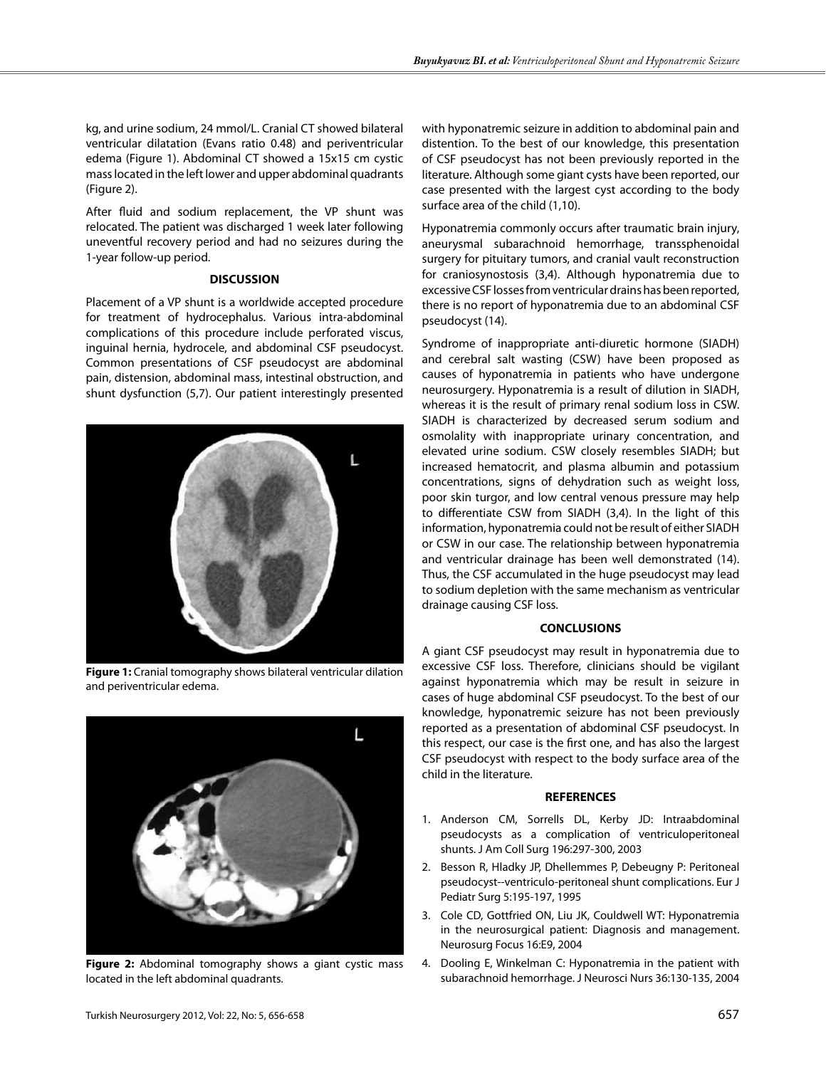kg, and urine sodium, 24 mmol/L. Cranial CT showed bilateral ventricular dilatation (Evans ratio 0.48) and periventricular edema (Figure 1). Abdominal CT showed a 15x15 cm cystic mass located in the left lower and upper abdominal quadrants (Figure 2).

After fluid and sodium replacement, the VP shunt was relocated. The patient was discharged 1 week later following uneventful recovery period and had no seizures during the 1-year follow-up period.

## DISCUSSION

Placement of a VP shunt is a worldwide accepted procedure for treatment of hydrocephalus. Various intra-abdominal complications of this procedure include perforated viscus, inguinal hernia, hydrocele, and abdominal CSF pseudocyst. Common presentations of CSF pseudocyst are abdominal pain, distension, abdominal mass, intestinal obstruction, and shunt dysfunction (5,7). Our patient interestingly presented with hyponatremic seizure in addition to abdominal pain and distention. To the best of our knowledge, this presentation of CSF pseudocyst has not been previously reported in the literature. Although some giant cysts have been reported, our case presented with the largest cyst according to the body surface area of the child (1,10).

**Figure 1:** Cranial tomography shows bilateral ventricular dilation and periventricular edema.

**Figure 2:** Abdominal tomography shows a giant cystic mass located in the left abdominal quadrants.

Hyponatremia commonly occurs after traumatic brain injury, aneurysmal subarachnoid hemorrhage, transsphenoidal surgery for pituitary tumors, and cranial vault reconstruction for craniosynostosis (3,4). Although hyponatremia due to excessive CSF losses from ventricular drains has been reported, there is no report of hyponatremia due to an abdominal CSF pseudocyst (14).

Syndrome of inappropriate anti-diuretic hormone (SIADH) and cerebral salt wasting (CSW) have been proposed as causes of hyponatremia in patients who have undergone neurosurgery. Hyponatremia is a result of dilution in SIADH, whereas it is the result of primary renal sodium loss in CSW. SIADH is characterized by decreased serum sodium and osmolality with inappropriate urinary concentration, and elevated urine sodium. CSW closely resembles SIADH; but increased hematocrit, and plasma albumin and potassium concentrations, signs of dehydration such as weight loss, poor skin turgor, and low central venous pressure may help to differentiate CSW from SIADH (3,4). In the light of this information, hyponatremia could not be result of either SIADH or CSW in our case. The relationship between hyponatremia and ventricular drainage has been well demonstrated (14). Thus, the CSF accumulated in the huge pseudocyst may lead to sodium depletion with the same mechanism as ventricular drainage causing CSF loss.

## CONCLUSIONS

A giant CSF pseudocyst may result in hyponatremia due to excessive CSF loss. Therefore, clinicians should be vigilant against hyponatremia which may be result in seizure in cases of huge abdominal CSF pseudocyst. To the best of our knowledge, hyponatremic seizure has not been previously reported as a presentation of abdominal CSF pseudocyst. In this respect, our case is the first one, and has also the largest CSF pseudocyst with respect to the body surface area of the child in the literature.

## REFERENCES

1. Anderson CM, Sorrells DL, Kerby JD: Intraabdominal pseudocysts as a complication of ventriculoperitoneal shunts. J Am Coll Surg 196:297-300, 2003
2. Besson R, Hladky JP, Dhellemmes P, Debeugny P: Peritoneal pseudocyst--ventriculo-peritoneal shunt complications. Eur J Pediatr Surg 5:195-197, 1995
3. Cole CD, Gottfried ON, Liu JK, Couldwell WT: Hyponatremia in the neurosurgical patient: Diagnosis and management. Neurosurg Focus 16:E9, 2004
4. Dooling E, Winkelman C: Hyponatremia in the patient with subarachnoid hemorrhage. J Neurosci Nurs 36:130-135, 2004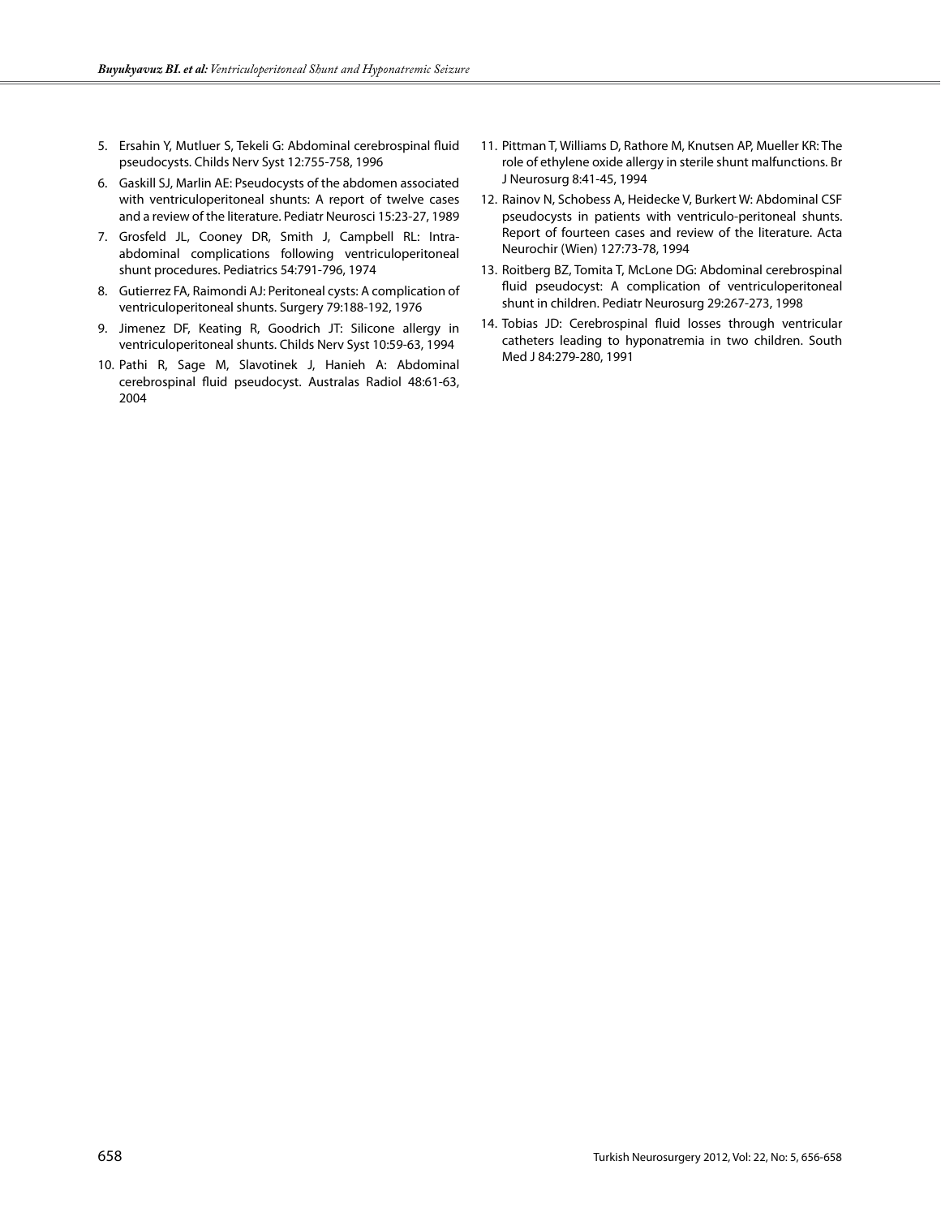5. Ersahin Y, Mutluer S, Tekeli G: Abdominal cerebrospinal fluid pseudocysts. Childs Nerv Syst 12:755-758, 1996
6. Gaskill SJ, Marlin AE: Pseudocysts of the abdomen associated with ventriculoperitoneal shunts: A report of twelve cases and a review of the literature. Pediatr Neurosci 15:23-27, 1989
7. Grosfeld JL, Cooney DR, Smith J, Campbell RL: Intra-abdominal complications following ventriculoperitoneal shunt procedures. Pediatrics 54:791-796, 1974
8. Gutierrez FA, Raimondi AJ: Peritoneal cysts: A complication of ventriculoperitoneal shunts. Surgery 79:188-192, 1976
9. Jimenez DF, Keating R, Goodrich JT: Silicone allergy in ventriculoperitoneal shunts. Childs Nerv Syst 10:59-63, 1994
10. Pathi R, Sage M, Slavotinek J, Hanieh A: Abdominal cerebrospinal fluid pseudocyst. Australas Radiol 48:61-63, 2004
11. Pittman T, Williams D, Rathore M, Knutsen AP, Mueller KR: The role of ethylene oxide allergy in sterile shunt malfunctions. Br J Neurosurg 8:41-45, 1994
12. Rainov N, Schobess A, Heidecke V, Burkert W: Abdominal CSF pseudocysts in patients with ventriculo-peritoneal shunts. Report of fourteen cases and review of the literature. Acta Neurochir (Wien) 127:73-78, 1994
13. Roitberg BZ, Tomita T, McLone DG: Abdominal cerebrospinal fluid pseudocyst: A complication of ventriculoperitoneal shunt in children. Pediatr Neurosurg 29:267-273, 1998
14. Tobias JD: Cerebrospinal fluid losses through ventricular catheters leading to hyponatremia in two children. South Med J 84:279-280, 1991